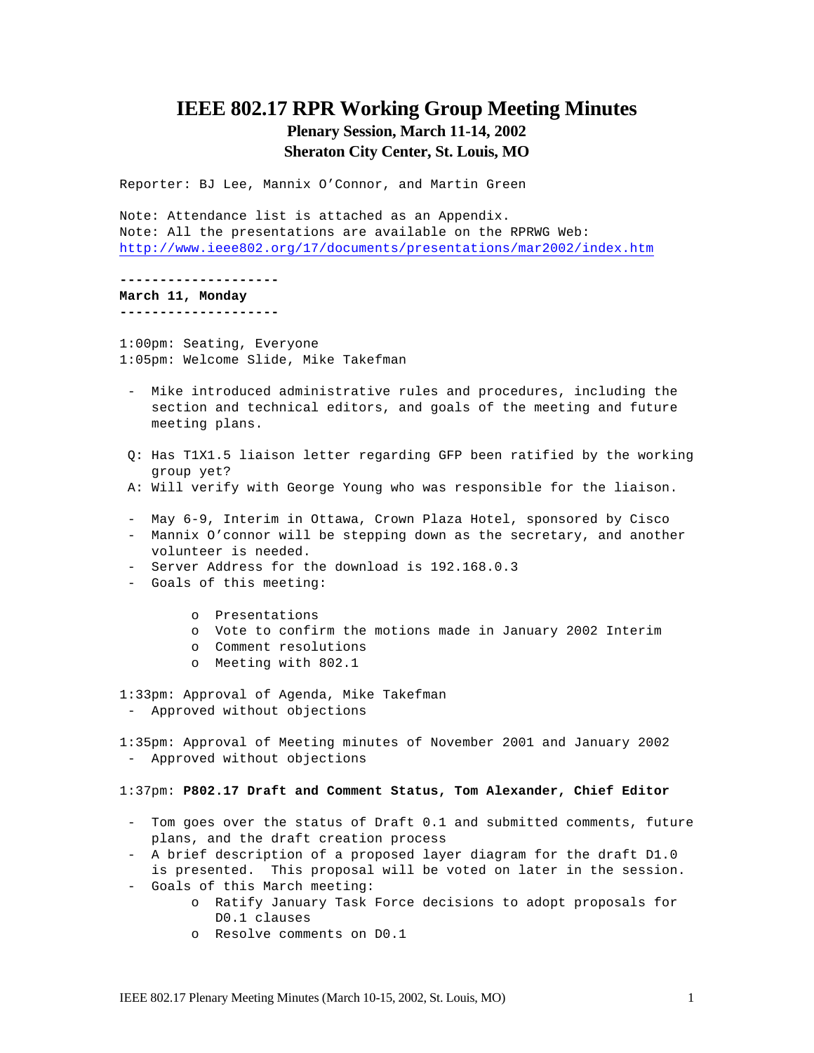# IEEE 802.17 RPR Working Group Meeting Minutes

### Plenary Session, March 11-14, 2002
### Sheraton City Center, St. Louis, MO

Reporter: BJ Lee, Mannix O'Connor, and Martin Green

Note: Attendance list is attached as an Appendix.
Note: All the presentations are available on the RPRWG Web:
http://www.ieee802.org/17/documents/presentations/mar2002/index.htm

--------------------
**March 11, Monday**
--------------------

1:00pm: Seating, Everyone
1:05pm: Welcome Slide, Mike Takefman

- Mike introduced administrative rules and procedures, including the section and technical editors, and goals of the meeting and future meeting plans.

Q: Has T1X1.5 liaison letter regarding GFP been ratified by the working group yet?
A: Will verify with George Young who was responsible for the liaison.

- May 6-9, Interim in Ottawa, Crown Plaza Hotel, sponsored by Cisco
- Mannix O'connor will be stepping down as the secretary, and another volunteer is needed.
- Server Address for the download is 192.168.0.3
- Goals of this meeting:
  - o Presentations
  - o Vote to confirm the motions made in January 2002 Interim
  - o Comment resolutions
  - o Meeting with 802.1

1:33pm: Approval of Agenda, Mike Takefman
- Approved without objections

1:35pm: Approval of Meeting minutes of November 2001 and January 2002
- Approved without objections

1:37pm: **P802.17 Draft and Comment Status, Tom Alexander, Chief Editor**

- Tom goes over the status of Draft 0.1 and submitted comments, future plans, and the draft creation process
- A brief description of a proposed layer diagram for the draft D1.0 is presented. This proposal will be voted on later in the session.
- Goals of this March meeting:
  - o Ratify January Task Force decisions to adopt proposals for D0.1 clauses
  - o Resolve comments on D0.1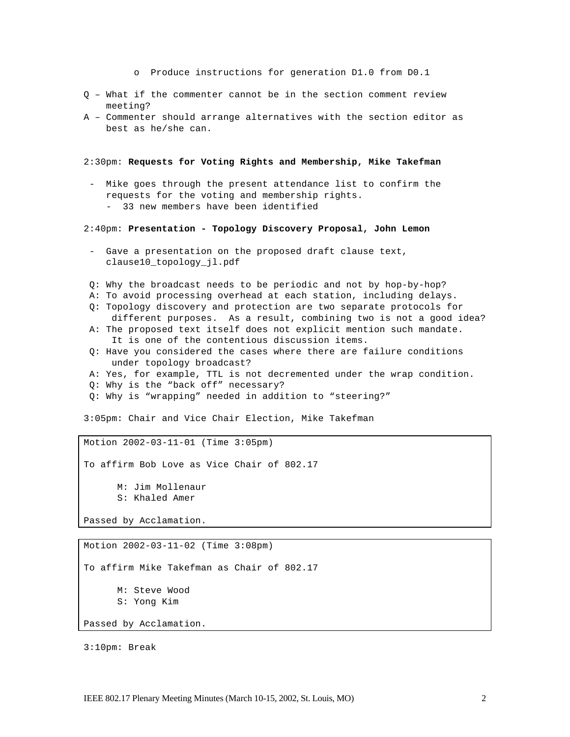- o Produce instructions for generation D1.0 from D0.1

Q – What if the commenter cannot be in the section comment review meeting?

A – Commenter should arrange alternatives with the section editor as best as he/she can.

2:30pm: **Requests for Voting Rights and Membership, Mike Takefman**

- Mike goes through the present attendance list to confirm the requests for the voting and membership rights.
  - 33 new members have been identified

2:40pm: **Presentation - Topology Discovery Proposal, John Lemon**

- Gave a presentation on the proposed draft clause text, clause10_topology_jl.pdf

Q: Why the broadcast needs to be periodic and not by hop-by-hop?

A: To avoid processing overhead at each station, including delays.

Q: Topology discovery and protection are two separate protocols for different purposes. As a result, combining two is not a good idea?

A: The proposed text itself does not explicit mention such mandate. It is one of the contentious discussion items.

Q: Have you considered the cases where there are failure conditions under topology broadcast?

A: Yes, for example, TTL is not decremented under the wrap condition.

Q: Why is the “back off” necessary?

Q: Why is “wrapping” needed in addition to “steering?”

3:05pm: Chair and Vice Chair Election, Mike Takefman

> Motion 2002-03-11-01 (Time 3:05pm)
>
> To affirm Bob Love as Vice Chair of 802.17
>
> M: Jim Mollenaur
> S: Khaled Amer
>
> Passed by Acclamation.

> Motion 2002-03-11-02 (Time 3:08pm)
>
> To affirm Mike Takefman as Chair of 802.17
>
> M: Steve Wood
> S: Yong Kim
>
> Passed by Acclamation.

3:10pm: Break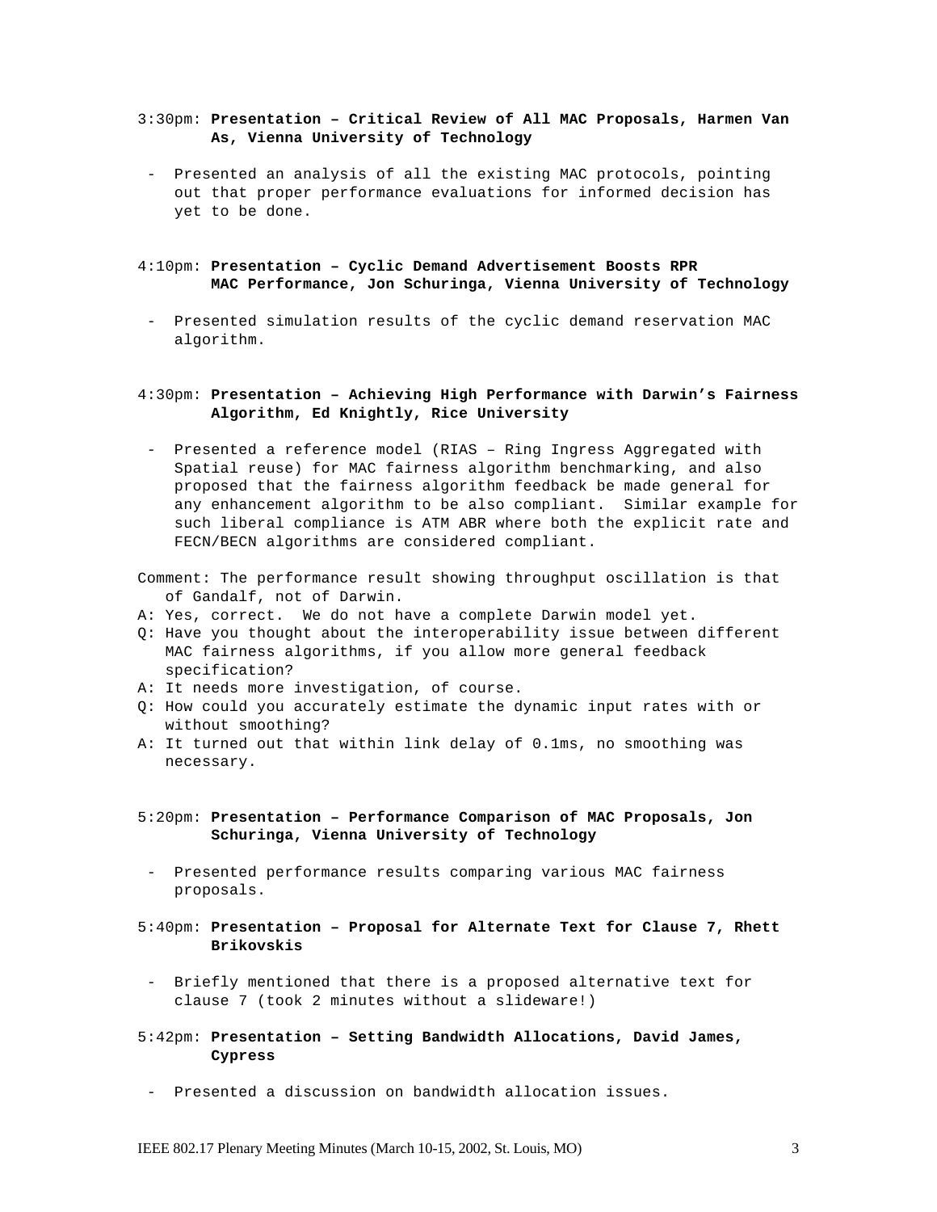3:30pm: **Presentation – Critical Review of All MAC Proposals, Harmen Van As, Vienna University of Technology**

- Presented an analysis of all the existing MAC protocols, pointing out that proper performance evaluations for informed decision has yet to be done.

4:10pm: **Presentation – Cyclic Demand Advertisement Boosts RPR MAC Performance, Jon Schuringa, Vienna University of Technology**

- Presented simulation results of the cyclic demand reservation MAC algorithm.

4:30pm: **Presentation – Achieving High Performance with Darwin's Fairness Algorithm, Ed Knightly, Rice University**

- Presented a reference model (RIAS – Ring Ingress Aggregated with Spatial reuse) for MAC fairness algorithm benchmarking, and also proposed that the fairness algorithm feedback be made general for any enhancement algorithm to be also compliant. Similar example for such liberal compliance is ATM ABR where both the explicit rate and FECN/BECN algorithms are considered compliant.

Comment: The performance result showing throughput oscillation is that of Gandalf, not of Darwin.

A: Yes, correct. We do not have a complete Darwin model yet.

Q: Have you thought about the interoperability issue between different MAC fairness algorithms, if you allow more general feedback specification?

A: It needs more investigation, of course.

Q: How could you accurately estimate the dynamic input rates with or without smoothing?

A: It turned out that within link delay of 0.1ms, no smoothing was necessary.

5:20pm: **Presentation – Performance Comparison of MAC Proposals, Jon Schuringa, Vienna University of Technology**

- Presented performance results comparing various MAC fairness proposals.

5:40pm: **Presentation – Proposal for Alternate Text for Clause 7, Rhett Brikovskis**

- Briefly mentioned that there is a proposed alternative text for clause 7 (took 2 minutes without a slideware!)

5:42pm: **Presentation – Setting Bandwidth Allocations, David James, Cypress**

- Presented a discussion on bandwidth allocation issues.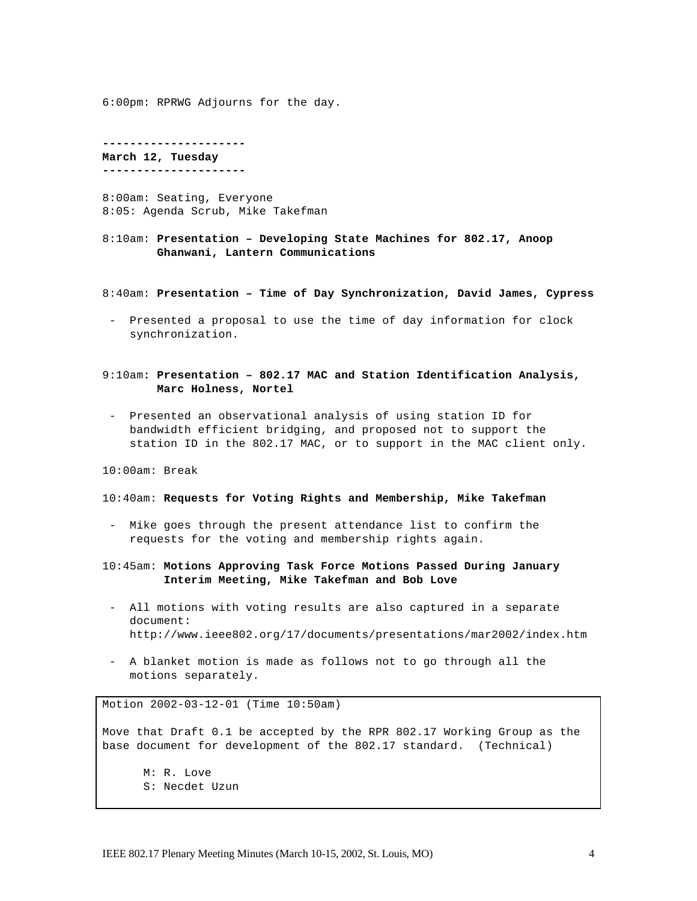6:00pm: RPRWG Adjourns for the day.

**---------------------**
**March 12, Tuesday**
**---------------------**

8:00am: Seating, Everyone
8:05: Agenda Scrub, Mike Takefman

8:10am: **Presentation – Developing State Machines for 802.17, Anoop Ghanwani, Lantern Communications**

8:40am: **Presentation – Time of Day Synchronization, David James, Cypress**

- Presented a proposal to use the time of day information for clock synchronization.

9:10am: **Presentation – 802.17 MAC and Station Identification Analysis, Marc Holness, Nortel**

- Presented an observational analysis of using station ID for bandwidth efficient bridging, and proposed not to support the station ID in the 802.17 MAC, or to support in the MAC client only.

10:00am: Break

10:40am: **Requests for Voting Rights and Membership, Mike Takefman**

- Mike goes through the present attendance list to confirm the requests for the voting and membership rights again.

10:45am: **Motions Approving Task Force Motions Passed During January Interim Meeting, Mike Takefman and Bob Love**

- All motions with voting results are also captured in a separate document: http://www.ieee802.org/17/documents/presentations/mar2002/index.htm

- A blanket motion is made as follows not to go through all the motions separately.

Motion 2002-03-12-01 (Time 10:50am)

Move that Draft 0.1 be accepted by the RPR 802.17 Working Group as the base document for development of the 802.17 standard. (Technical)

M: R. Love
S: Necdet Uzun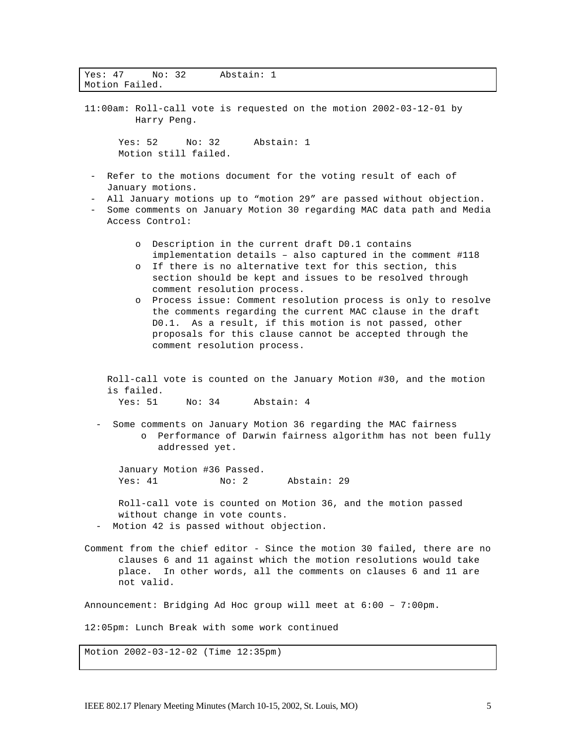Yes: 47  No: 32  Abstain: 1
Motion Failed.

11:00am: Roll-call vote is requested on the motion 2002-03-12-01 by Harry Peng.

Yes: 52  No: 32  Abstain: 1
Motion still failed.

- Refer to the motions document for the voting result of each of January motions.
- All January motions up to "motion 29" are passed without objection.
- Some comments on January Motion 30 regarding MAC data path and Media Access Control:
    - Description in the current draft D0.1 contains implementation details – also captured in the comment #118
    - If there is no alternative text for this section, this section should be kept and issues to be resolved through comment resolution process.
    - Process issue: Comment resolution process is only to resolve the comments regarding the current MAC clause in the draft D0.1. As a result, if this motion is not passed, other proposals for this clause cannot be accepted through the comment resolution process.

  Roll-call vote is counted on the January Motion #30, and the motion is failed.
  Yes: 51  No: 34  Abstain: 4

- Some comments on January Motion 36 regarding the MAC fairness
    - Performance of Darwin fairness algorithm has not been fully addressed yet.

  January Motion #36 Passed.
  Yes: 41  No: 2  Abstain: 29

  Roll-call vote is counted on Motion 36, and the motion passed without change in vote counts.
- Motion 42 is passed without objection.

Comment from the chief editor - Since the motion 30 failed, there are no clauses 6 and 11 against which the motion resolutions would take place. In other words, all the comments on clauses 6 and 11 are not valid.

Announcement: Bridging Ad Hoc group will meet at 6:00 – 7:00pm.

12:05pm: Lunch Break with some work continued

Motion 2002-03-12-02 (Time 12:35pm)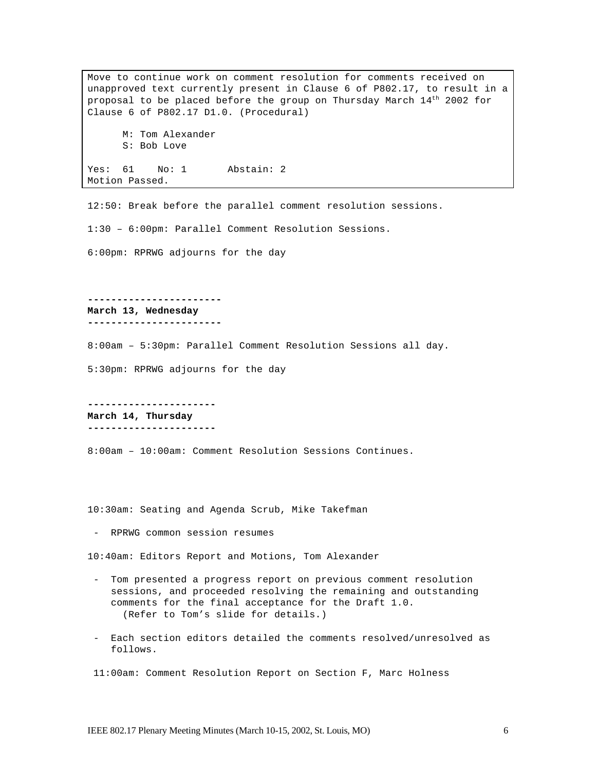> Move to continue work on comment resolution for comments received on unapproved text currently present in Clause 6 of P802.17, to result in a proposal to be placed before the group on Thursday March 14th 2002 for Clause 6 of P802.17 D1.0. (Procedural)
>
> M: Tom Alexander
> S: Bob Love
>
> Yes: 61 No: 1 Abstain: 2
> Motion Passed.

12:50: Break before the parallel comment resolution sessions.

1:30 – 6:00pm: Parallel Comment Resolution Sessions.

6:00pm: RPRWG adjourns for the day

----------------------
**March 13, Wednesday**
----------------------

8:00am – 5:30pm: Parallel Comment Resolution Sessions all day.

5:30pm: RPRWG adjourns for the day

---------------------
**March 14, Thursday**
---------------------

8:00am – 10:00am: Comment Resolution Sessions Continues.

10:30am: Seating and Agenda Scrub, Mike Takefman

- RPRWG common session resumes

10:40am: Editors Report and Motions, Tom Alexander

- Tom presented a progress report on previous comment resolution sessions, and proceeded resolving the remaining and outstanding comments for the final acceptance for the Draft 1.0. (Refer to Tom's slide for details.)

- Each section editors detailed the comments resolved/unresolved as follows.

11:00am: Comment Resolution Report on Section F, Marc Holness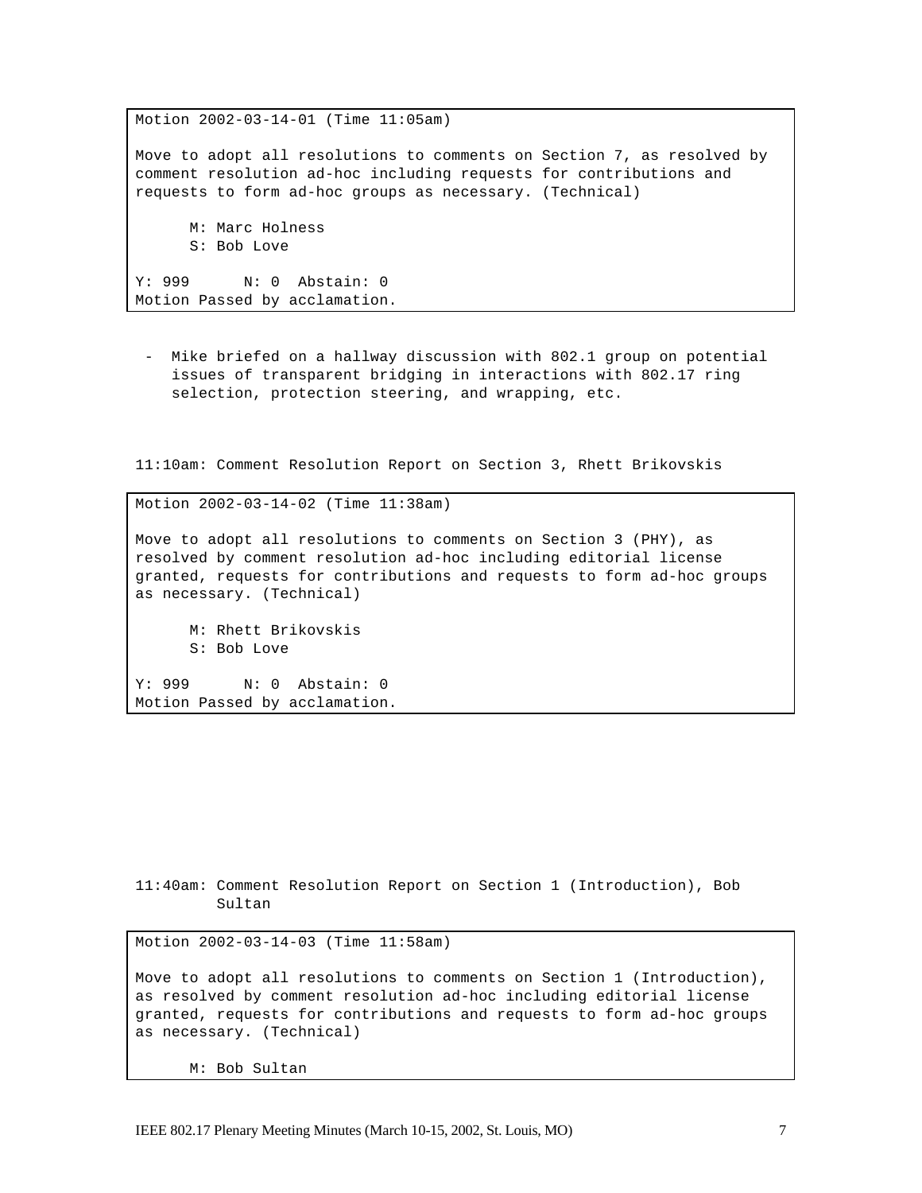```
Motion 2002-03-14-01 (Time 11:05am)

Move to adopt all resolutions to comments on Section 7, as resolved by
comment resolution ad-hoc including requests for contributions and
requests to form ad-hoc groups as necessary. (Technical)

      M: Marc Holness
      S: Bob Love

Y: 999      N: 0  Abstain: 0
Motion Passed by acclamation.
```

- Mike briefed on a hallway discussion with 802.1 group on potential issues of transparent bridging in interactions with 802.17 ring selection, protection steering, and wrapping, etc.

11:10am: Comment Resolution Report on Section 3, Rhett Brikovskis

```
Motion 2002-03-14-02 (Time 11:38am)

Move to adopt all resolutions to comments on Section 3 (PHY), as
resolved by comment resolution ad-hoc including editorial license
granted, requests for contributions and requests to form ad-hoc groups
as necessary. (Technical)

      M: Rhett Brikovskis
      S: Bob Love

Y: 999      N: 0  Abstain: 0
Motion Passed by acclamation.
```

11:40am: Comment Resolution Report on Section 1 (Introduction), Bob Sultan

```
Motion 2002-03-14-03 (Time 11:58am)

Move to adopt all resolutions to comments on Section 1 (Introduction),
as resolved by comment resolution ad-hoc including editorial license
granted, requests for contributions and requests to form ad-hoc groups
as necessary. (Technical)

      M: Bob Sultan
```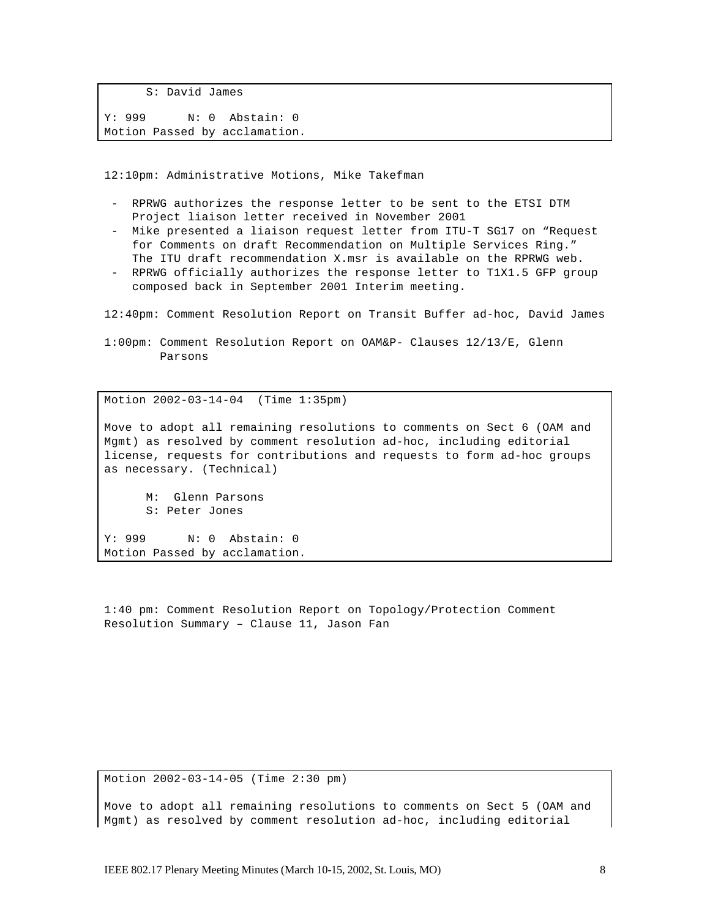```
      S: David James

Y: 999      N: 0  Abstain: 0
Motion Passed by acclamation.
```

12:10pm: Administrative Motions, Mike Takefman

- RPRWG authorizes the response letter to be sent to the ETSI DTM Project liaison letter received in November 2001
- Mike presented a liaison request letter from ITU-T SG17 on "Request for Comments on draft Recommendation on Multiple Services Ring." The ITU draft recommendation X.msr is available on the RPRWG web.
- RPRWG officially authorizes the response letter to T1X1.5 GFP group composed back in September 2001 Interim meeting.

12:40pm: Comment Resolution Report on Transit Buffer ad-hoc, David James

1:00pm: Comment Resolution Report on OAM&P- Clauses 12/13/E, Glenn Parsons

```
Motion 2002-03-14-04  (Time 1:35pm)

Move to adopt all remaining resolutions to comments on Sect 6 (OAM and
Mgmt) as resolved by comment resolution ad-hoc, including editorial
license, requests for contributions and requests to form ad-hoc groups
as necessary. (Technical)

      M:  Glenn Parsons
      S: Peter Jones

Y: 999      N: 0  Abstain: 0
Motion Passed by acclamation.
```

1:40 pm: Comment Resolution Report on Topology/Protection Comment Resolution Summary – Clause 11, Jason Fan

```
Motion 2002-03-14-05 (Time 2:30 pm)

Move to adopt all remaining resolutions to comments on Sect 5 (OAM and
Mgmt) as resolved by comment resolution ad-hoc, including editorial
```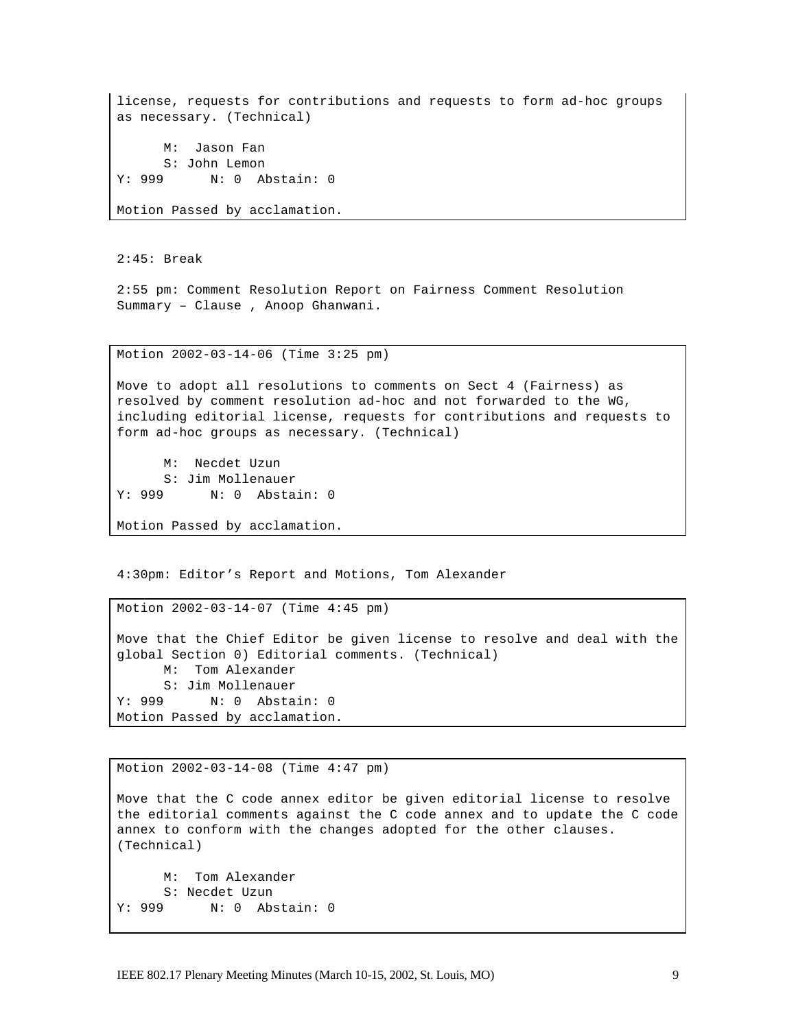```
license, requests for contributions and requests to form ad-hoc groups
as necessary. (Technical)

      M:  Jason Fan
      S: John Lemon
Y: 999      N: 0  Abstain: 0

Motion Passed by acclamation.
```

2:45: Break

2:55 pm: Comment Resolution Report on Fairness Comment Resolution Summary – Clause , Anoop Ghanwani.

```
Motion 2002-03-14-06 (Time 3:25 pm)

Move to adopt all resolutions to comments on Sect 4 (Fairness) as
resolved by comment resolution ad-hoc and not forwarded to the WG,
including editorial license, requests for contributions and requests to
form ad-hoc groups as necessary. (Technical)

      M:  Necdet Uzun
      S: Jim Mollenauer
Y: 999      N: 0  Abstain: 0

Motion Passed by acclamation.
```

4:30pm: Editor’s Report and Motions, Tom Alexander

```
Motion 2002-03-14-07 (Time 4:45 pm)

Move that the Chief Editor be given license to resolve and deal with the
global Section 0) Editorial comments. (Technical)
      M:  Tom Alexander
      S: Jim Mollenauer
Y: 999      N: 0  Abstain: 0
Motion Passed by acclamation.
```

```
Motion 2002-03-14-08 (Time 4:47 pm)

Move that the C code annex editor be given editorial license to resolve
the editorial comments against the C code annex and to update the C code
annex to conform with the changes adopted for the other clauses.
(Technical)

      M:  Tom Alexander
      S: Necdet Uzun
Y: 999      N: 0  Abstain: 0
```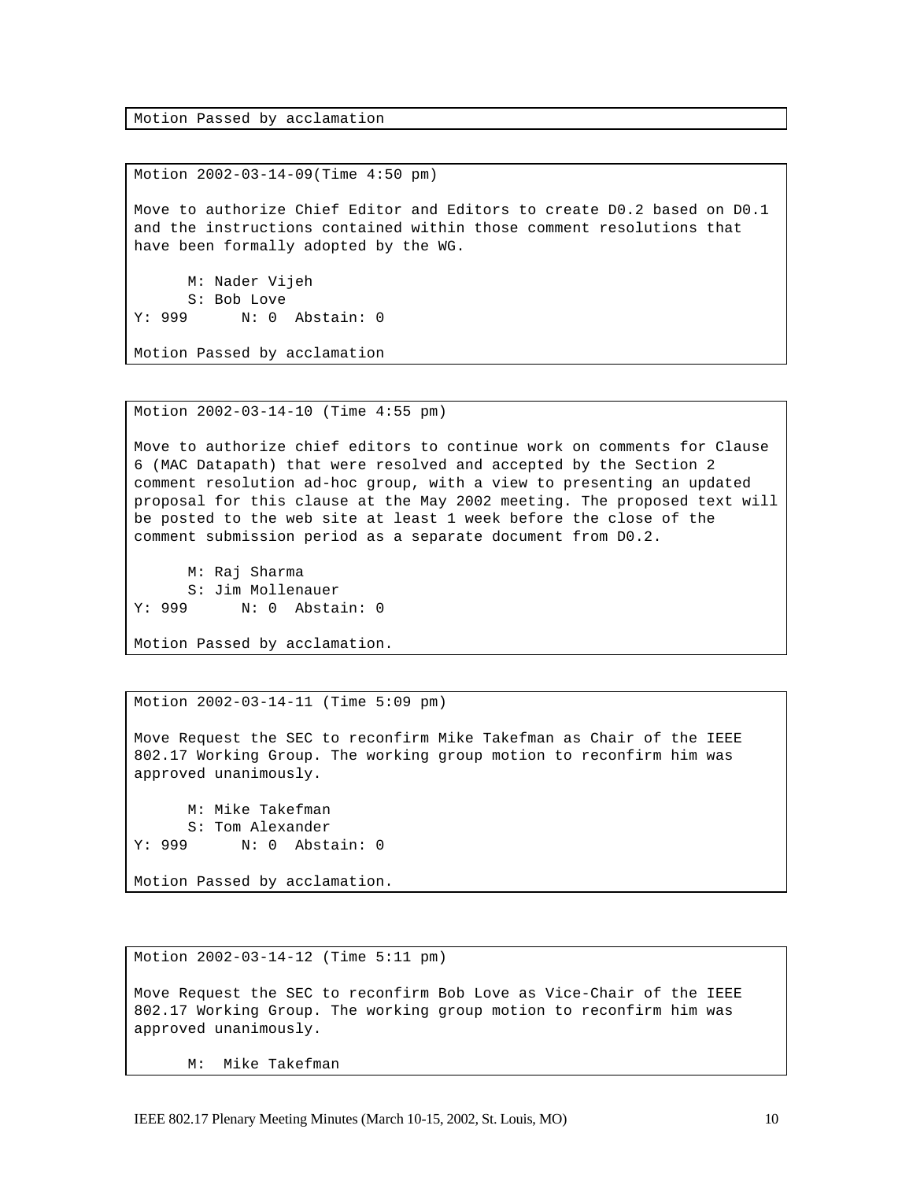Motion Passed by acclamation

Motion 2002-03-14-09(Time 4:50 pm)

Move to authorize Chief Editor and Editors to create D0.2 based on D0.1 and the instructions contained within those comment resolutions that have been formally adopted by the WG.

M: Nader Vijeh
S: Bob Love
Y: 999 N: 0 Abstain: 0

Motion Passed by acclamation

Motion 2002-03-14-10 (Time 4:55 pm)

Move to authorize chief editors to continue work on comments for Clause 6 (MAC Datapath) that were resolved and accepted by the Section 2 comment resolution ad-hoc group, with a view to presenting an updated proposal for this clause at the May 2002 meeting. The proposed text will be posted to the web site at least 1 week before the close of the comment submission period as a separate document from D0.2.

M: Raj Sharma
S: Jim Mollenauer
Y: 999 N: 0 Abstain: 0

Motion Passed by acclamation.

Motion 2002-03-14-11 (Time 5:09 pm)

Move Request the SEC to reconfirm Mike Takefman as Chair of the IEEE 802.17 Working Group. The working group motion to reconfirm him was approved unanimously.

M: Mike Takefman
S: Tom Alexander
Y: 999 N: 0 Abstain: 0

Motion Passed by acclamation.

Motion 2002-03-14-12 (Time 5:11 pm)

Move Request the SEC to reconfirm Bob Love as Vice-Chair of the IEEE 802.17 Working Group. The working group motion to reconfirm him was approved unanimously.

M: Mike Takefman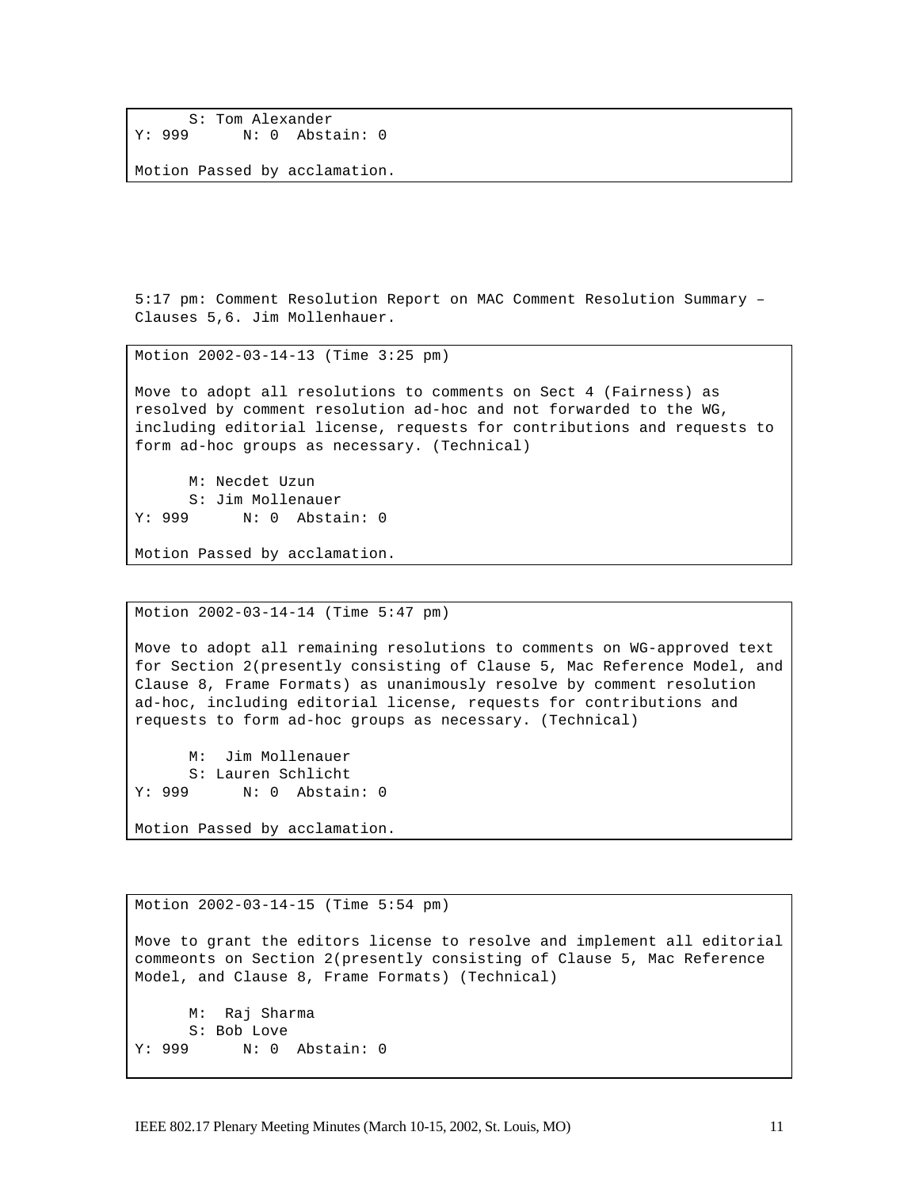```
      S: Tom Alexander
Y: 999      N: 0  Abstain: 0

Motion Passed by acclamation.
```

5:17 pm: Comment Resolution Report on MAC Comment Resolution Summary – Clauses 5,6. Jim Mollenhauer.

```
Motion 2002-03-14-13 (Time 3:25 pm)

Move to adopt all resolutions to comments on Sect 4 (Fairness) as
resolved by comment resolution ad-hoc and not forwarded to the WG,
including editorial license, requests for contributions and requests to
form ad-hoc groups as necessary. (Technical)

      M: Necdet Uzun
      S: Jim Mollenauer
Y: 999      N: 0  Abstain: 0

Motion Passed by acclamation.
```

```
Motion 2002-03-14-14 (Time 5:47 pm)

Move to adopt all remaining resolutions to comments on WG-approved text
for Section 2(presently consisting of Clause 5, Mac Reference Model, and
Clause 8, Frame Formats) as unanimously resolve by comment resolution
ad-hoc, including editorial license, requests for contributions and
requests to form ad-hoc groups as necessary. (Technical)

      M:  Jim Mollenauer
      S: Lauren Schlicht
Y: 999      N: 0  Abstain: 0

Motion Passed by acclamation.
```

```
Motion 2002-03-14-15 (Time 5:54 pm)

Move to grant the editors license to resolve and implement all editorial
commeonts on Section 2(presently consisting of Clause 5, Mac Reference
Model, and Clause 8, Frame Formats) (Technical)

      M:  Raj Sharma
      S: Bob Love
Y: 999      N: 0  Abstain: 0
```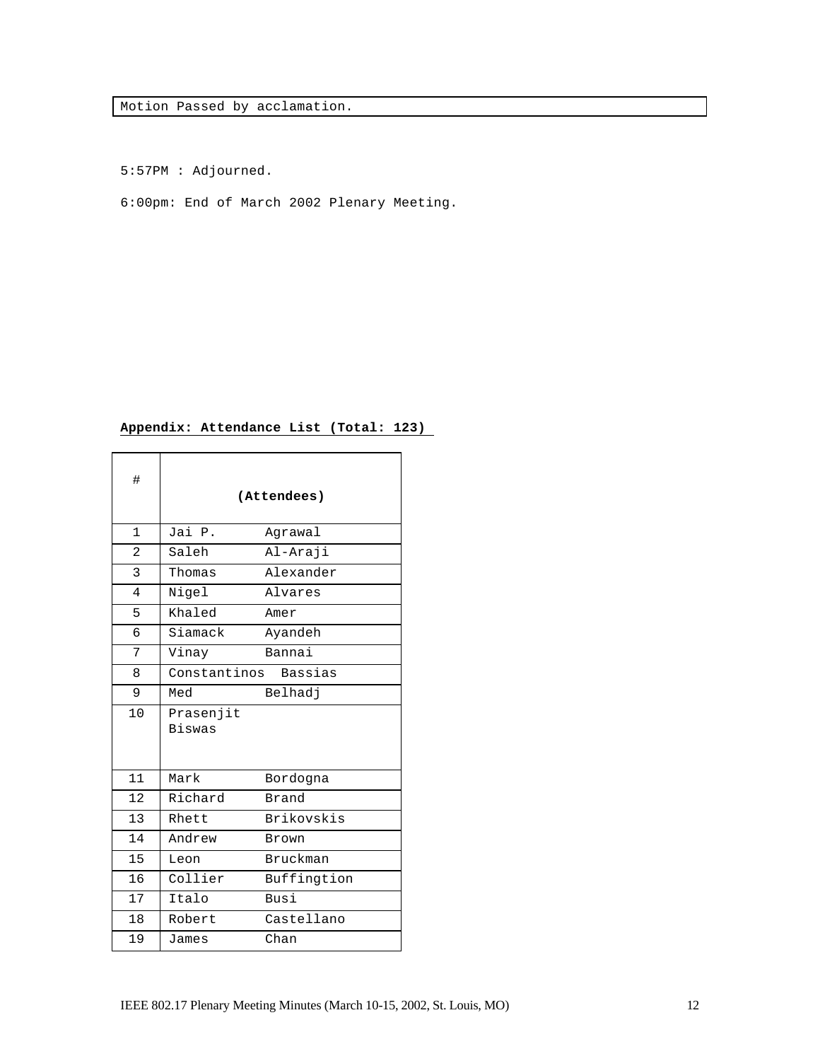```
Motion Passed by acclamation.
```

5:57PM : Adjourned.

6:00pm: End of March 2002 Plenary Meeting.

**Appendix: Attendance List (Total: 123)**

| # | (Attendees) | |
|---|---|---|
| 1 | Jai P. | Agrawal |
| 2 | Saleh | Al-Araji |
| 3 | Thomas | Alexander |
| 4 | Nigel | Alvares |
| 5 | Khaled | Amer |
| 6 | Siamack | Ayandeh |
| 7 | Vinay | Bannai |
| 8 | Constantinos | Bassias |
| 9 | Med | Belhadj |
| 10 | Prasenjit Biswas | |
| 11 | Mark | Bordogna |
| 12 | Richard | Brand |
| 13 | Rhett | Brikovskis |
| 14 | Andrew | Brown |
| 15 | Leon | Bruckman |
| 16 | Collier | Buffingtion |
| 17 | Italo | Busi |
| 18 | Robert | Castellano |
| 19 | James | Chan |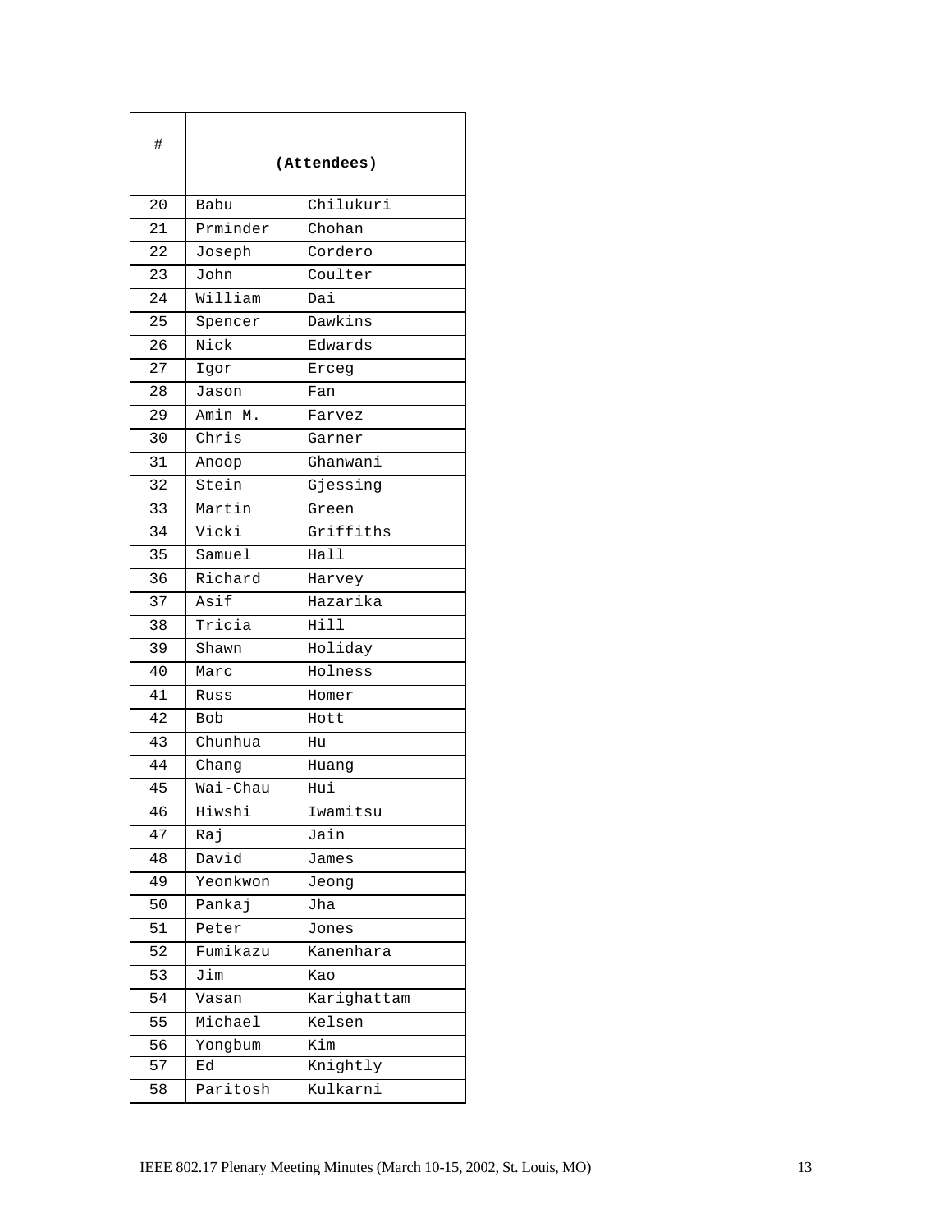| # | (Attendees) | |
|---|---|---|
| 20 | Babu | Chilukuri |
| 21 | Prminder | Chohan |
| 22 | Joseph | Cordero |
| 23 | John | Coulter |
| 24 | William | Dai |
| 25 | Spencer | Dawkins |
| 26 | Nick | Edwards |
| 27 | Igor | Erceg |
| 28 | Jason | Fan |
| 29 | Amin M. | Farvez |
| 30 | Chris | Garner |
| 31 | Anoop | Ghanwani |
| 32 | Stein | Gjessing |
| 33 | Martin | Green |
| 34 | Vicki | Griffiths |
| 35 | Samuel | Hall |
| 36 | Richard | Harvey |
| 37 | Asif | Hazarika |
| 38 | Tricia | Hill |
| 39 | Shawn | Holiday |
| 40 | Marc | Holness |
| 41 | Russ | Homer |
| 42 | Bob | Hott |
| 43 | Chunhua | Hu |
| 44 | Chang | Huang |
| 45 | Wai-Chau | Hui |
| 46 | Hiwshi | Iwamitsu |
| 47 | Raj | Jain |
| 48 | David | James |
| 49 | Yeonkwon | Jeong |
| 50 | Pankaj | Jha |
| 51 | Peter | Jones |
| 52 | Fumikazu | Kanenhara |
| 53 | Jim | Kao |
| 54 | Vasan | Karighattam |
| 55 | Michael | Kelsen |
| 56 | Yongbum | Kim |
| 57 | Ed | Knightly |
| 58 | Paritosh | Kulkarni |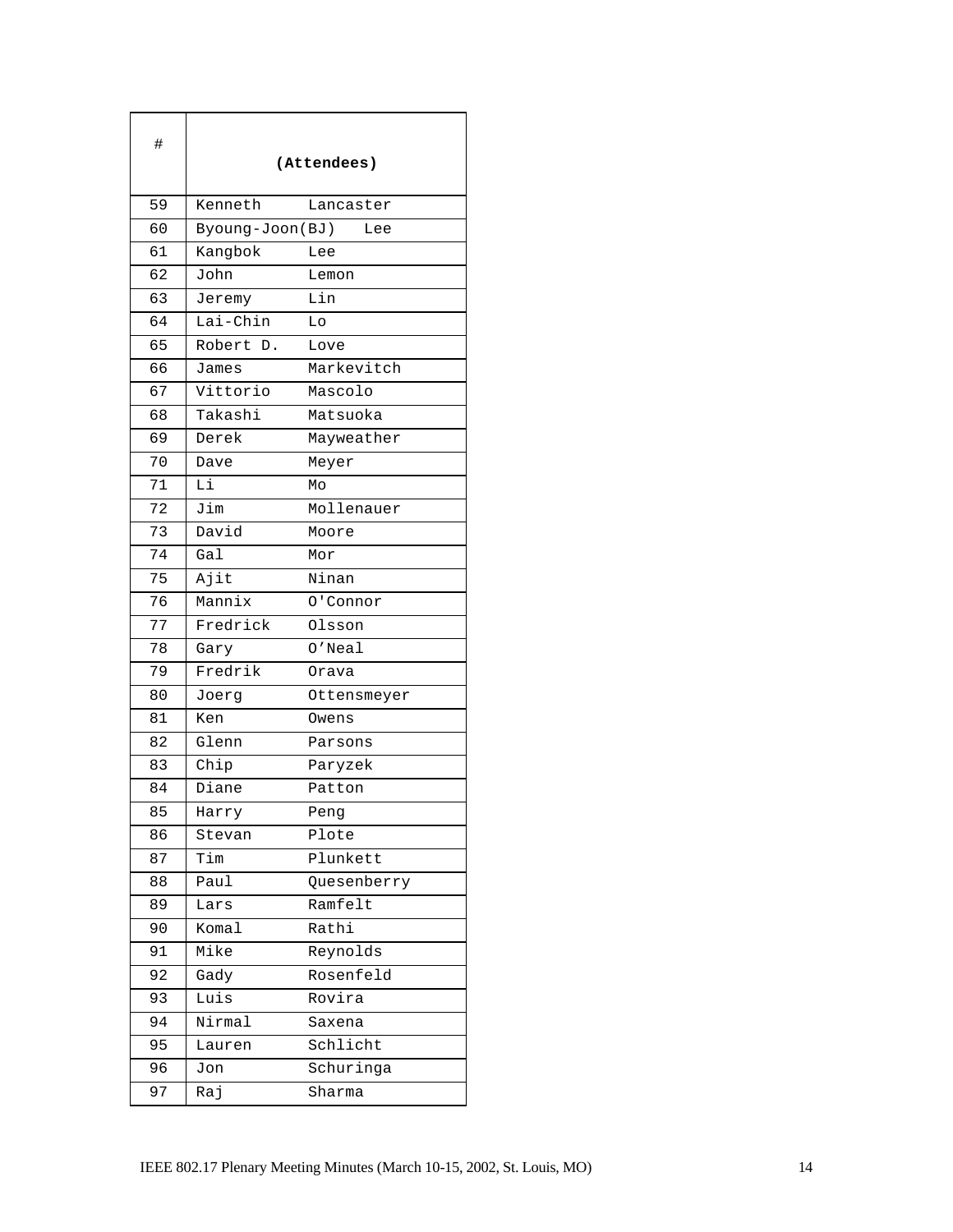| # | (Attendees) | |
|---|---|---|
| 59 | Kenneth | Lancaster |
| 60 | Byoung-Joon(BJ) | Lee |
| 61 | Kangbok | Lee |
| 62 | John | Lemon |
| 63 | Jeremy | Lin |
| 64 | Lai-Chin | Lo |
| 65 | Robert D. | Love |
| 66 | James | Markevitch |
| 67 | Vittorio | Mascolo |
| 68 | Takashi | Matsuoka |
| 69 | Derek | Mayweather |
| 70 | Dave | Meyer |
| 71 | Li | Mo |
| 72 | Jim | Mollenauer |
| 73 | David | Moore |
| 74 | Gal | Mor |
| 75 | Ajit | Ninan |
| 76 | Mannix | O'Connor |
| 77 | Fredrick | Olsson |
| 78 | Gary | O'Neal |
| 79 | Fredrik | Orava |
| 80 | Joerg | Ottensmeyer |
| 81 | Ken | Owens |
| 82 | Glenn | Parsons |
| 83 | Chip | Paryzek |
| 84 | Diane | Patton |
| 85 | Harry | Peng |
| 86 | Stevan | Plote |
| 87 | Tim | Plunkett |
| 88 | Paul | Quesenberry |
| 89 | Lars | Ramfelt |
| 90 | Komal | Rathi |
| 91 | Mike | Reynolds |
| 92 | Gady | Rosenfeld |
| 93 | Luis | Rovira |
| 94 | Nirmal | Saxena |
| 95 | Lauren | Schlicht |
| 96 | Jon | Schuringa |
| 97 | Raj | Sharma |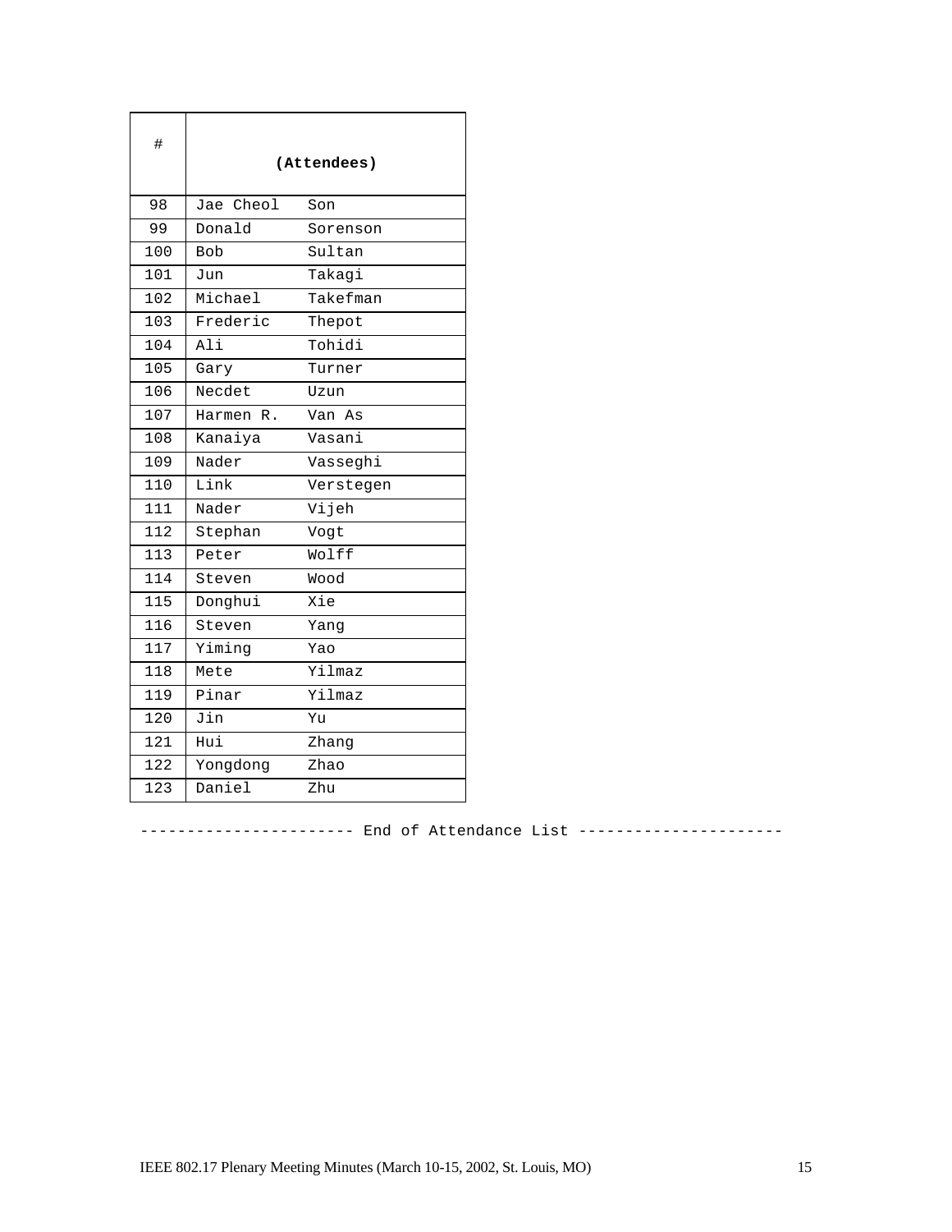| # | (Attendees) | |
|---|---|---|
| 98 | Jae Cheol | Son |
| 99 | Donald | Sorenson |
| 100 | Bob | Sultan |
| 101 | Jun | Takagi |
| 102 | Michael | Takefman |
| 103 | Frederic | Thepot |
| 104 | Ali | Tohidi |
| 105 | Gary | Turner |
| 106 | Necdet | Uzun |
| 107 | Harmen R. | Van As |
| 108 | Kanaiya | Vasani |
| 109 | Nader | Vasseghi |
| 110 | Link | Verstegen |
| 111 | Nader | Vijeh |
| 112 | Stephan | Vogt |
| 113 | Peter | Wolff |
| 114 | Steven | Wood |
| 115 | Donghui | Xie |
| 116 | Steven | Yang |
| 117 | Yiming | Yao |
| 118 | Mete | Yilmaz |
| 119 | Pinar | Yilmaz |
| 120 | Jin | Yu |
| 121 | Hui | Zhang |
| 122 | Yongdong | Zhao |
| 123 | Daniel | Zhu |

----------------------- End of Attendance List ---------------------